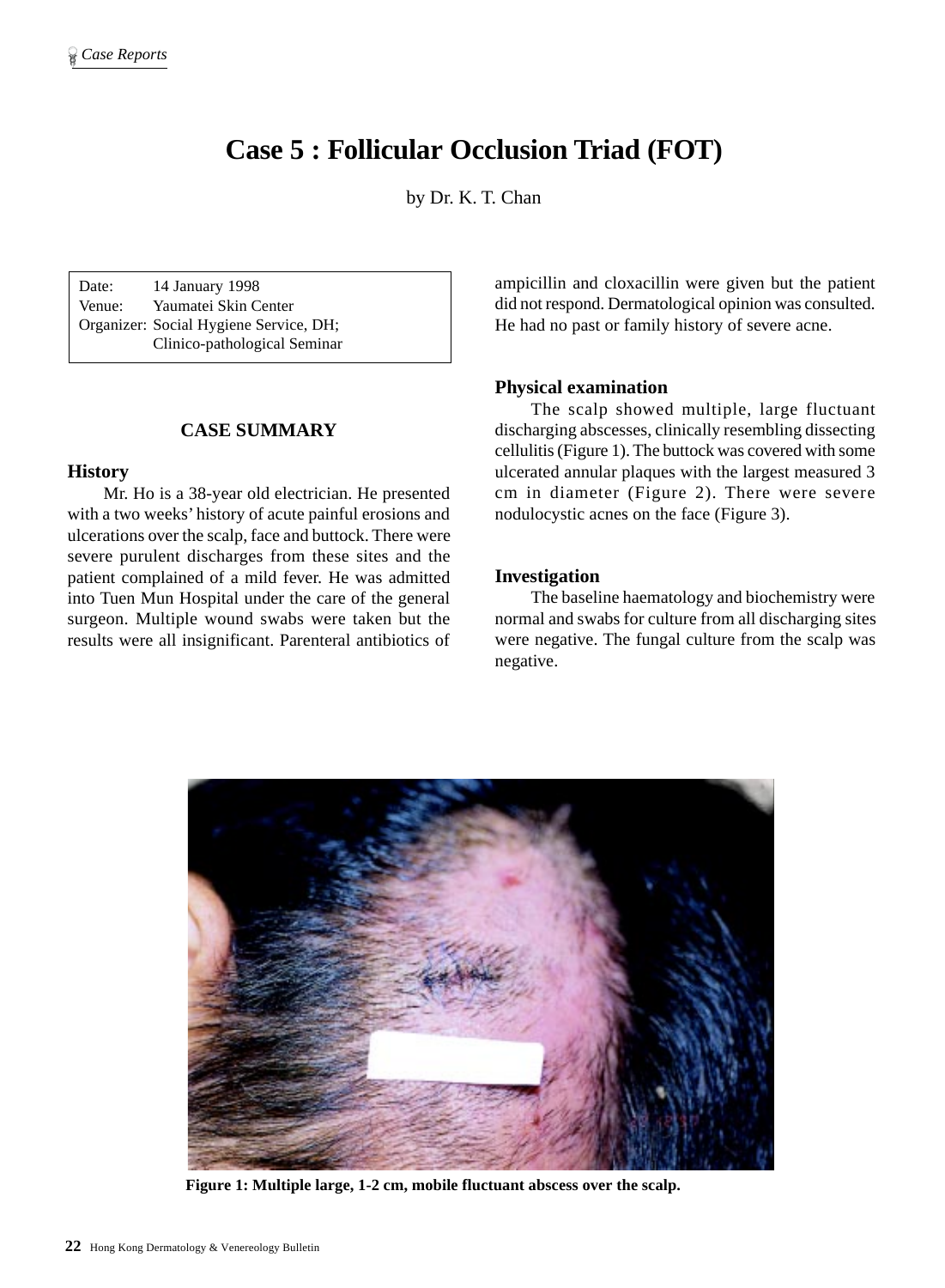# Case 5 : Follicular Occlusion Triad (FOT)

by Dr. K. T. Chan

Date: 14 January 1998
Venue: Yaumatei Skin Center
Organizer: Social Hygiene Service, DH; Clinico-pathological Seminar

## CASE SUMMARY

### History

Mr. Ho is a 38-year old electrician. He presented with a two weeks' history of acute painful erosions and ulcerations over the scalp, face and buttock. There were severe purulent discharges from these sites and the patient complained of a mild fever. He was admitted into Tuen Mun Hospital under the care of the general surgeon. Multiple wound swabs were taken but the results were all insignificant. Parenteral antibiotics of ampicillin and cloxacillin were given but the patient did not respond. Dermatological opinion was consulted. He had no past or family history of severe acne.

### Physical examination

The scalp showed multiple, large fluctuant discharging abscesses, clinically resembling dissecting cellulitis (Figure 1). The buttock was covered with some ulcerated annular plaques with the largest measured 3 cm in diameter (Figure 2). There were severe nodulocystic acnes on the face (Figure 3).

### Investigation

The baseline haematology and biochemistry were normal and swabs for culture from all discharging sites were negative. The fungal culture from the scalp was negative.

**Figure 1: Multiple large, 1-2 cm, mobile fluctuant abscess over the scalp.**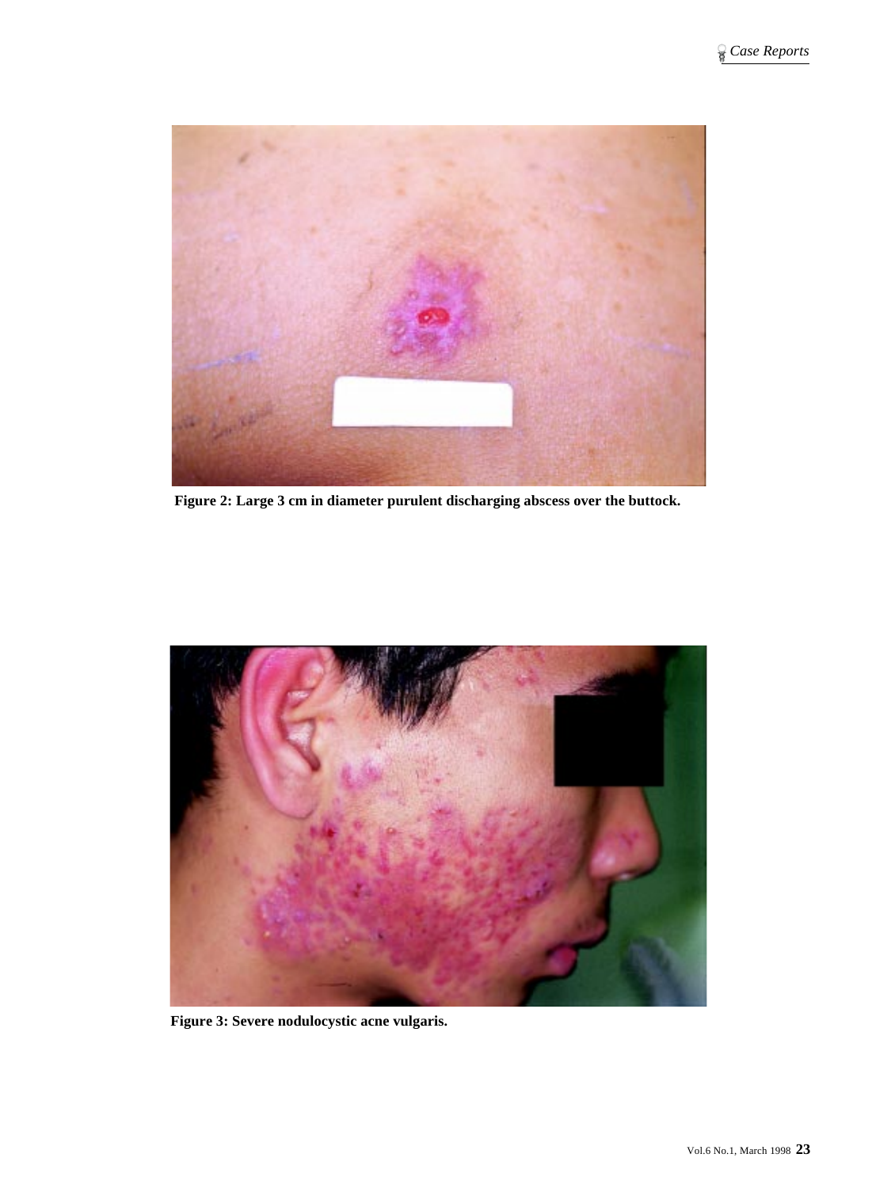Figure 2: Large 3 cm in diameter purulent discharging abscess over the buttock.

Figure 3: Severe nodulocystic acne vulgaris.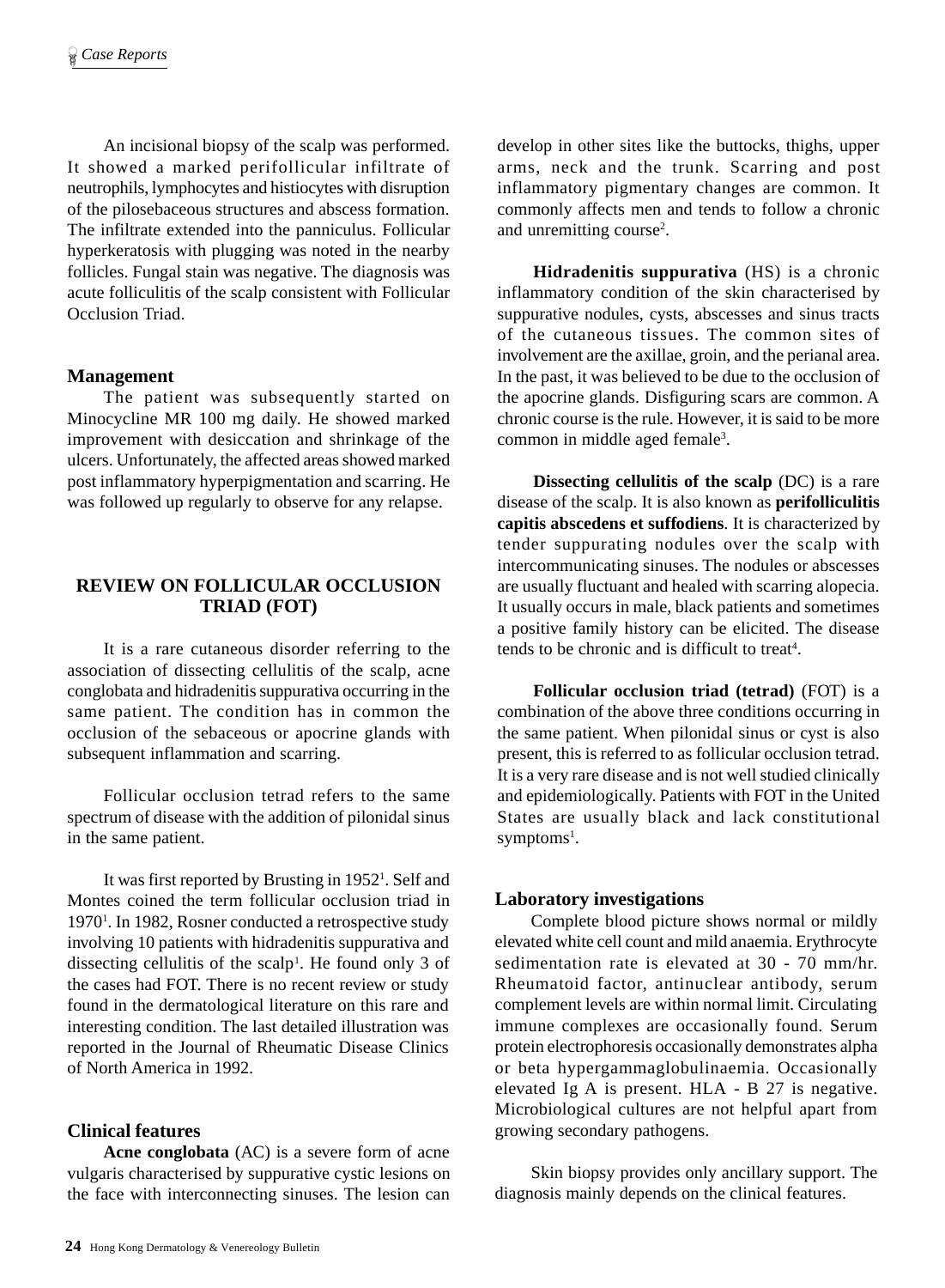An incisional biopsy of the scalp was performed. It showed a marked perifollicular infiltrate of neutrophils, lymphocytes and histiocytes with disruption of the pilosebaceous structures and abscess formation. The infiltrate extended into the panniculus. Follicular hyperkeratosis with plugging was noted in the nearby follicles. Fungal stain was negative. The diagnosis was acute folliculitis of the scalp consistent with Follicular Occlusion Triad.

### Management

The patient was subsequently started on Minocycline MR 100 mg daily. He showed marked improvement with desiccation and shrinkage of the ulcers. Unfortunately, the affected areas showed marked post inflammatory hyperpigmentation and scarring. He was followed up regularly to observe for any relapse.

## REVIEW ON FOLLICULAR OCCLUSION TRIAD (FOT)

It is a rare cutaneous disorder referring to the association of dissecting cellulitis of the scalp, acne conglobata and hidradenitis suppurativa occurring in the same patient. The condition has in common the occlusion of the sebaceous or apocrine glands with subsequent inflammation and scarring.

Follicular occlusion tetrad refers to the same spectrum of disease with the addition of pilonidal sinus in the same patient.

It was first reported by Brusting in 1952[1]. Self and Montes coined the term follicular occlusion triad in 1970[1]. In 1982, Rosner conducted a retrospective study involving 10 patients with hidradenitis suppurativa and dissecting cellulitis of the scalp[1]. He found only 3 of the cases had FOT. There is no recent review or study found in the dermatological literature on this rare and interesting condition. The last detailed illustration was reported in the Journal of Rheumatic Disease Clinics of North America in 1992.

### Clinical features

**Acne conglobata** (AC) is a severe form of acne vulgaris characterised by suppurative cystic lesions on the face with interconnecting sinuses. The lesion can develop in other sites like the buttocks, thighs, upper arms, neck and the trunk. Scarring and post inflammatory pigmentary changes are common. It commonly affects men and tends to follow a chronic and unremitting course[2].

**Hidradenitis suppurativa** (HS) is a chronic inflammatory condition of the skin characterised by suppurative nodules, cysts, abscesses and sinus tracts of the cutaneous tissues. The common sites of involvement are the axillae, groin, and the perianal area. In the past, it was believed to be due to the occlusion of the apocrine glands. Disfiguring scars are common. A chronic course is the rule. However, it is said to be more common in middle aged female[3].

**Dissecting cellulitis of the scalp** (DC) is a rare disease of the scalp. It is also known as **perifolliculitis capitis abscedens et suffodiens**. It is characterized by tender suppurating nodules over the scalp with intercommunicating sinuses. The nodules or abscesses are usually fluctuant and healed with scarring alopecia. It usually occurs in male, black patients and sometimes a positive family history can be elicited. The disease tends to be chronic and is difficult to treat[4].

**Follicular occlusion triad (tetrad)** (FOT) is a combination of the above three conditions occurring in the same patient. When pilonidal sinus or cyst is also present, this is referred to as follicular occlusion tetrad. It is a very rare disease and is not well studied clinically and epidemiologically. Patients with FOT in the United States are usually black and lack constitutional symptoms[1].

### Laboratory investigations

Complete blood picture shows normal or mildly elevated white cell count and mild anaemia. Erythrocyte sedimentation rate is elevated at 30 - 70 mm/hr. Rheumatoid factor, antinuclear antibody, serum complement levels are within normal limit. Circulating immune complexes are occasionally found. Serum protein electrophoresis occasionally demonstrates alpha or beta hypergammaglobulinaemia. Occasionally elevated Ig A is present. HLA - B 27 is negative. Microbiological cultures are not helpful apart from growing secondary pathogens.

Skin biopsy provides only ancillary support. The diagnosis mainly depends on the clinical features.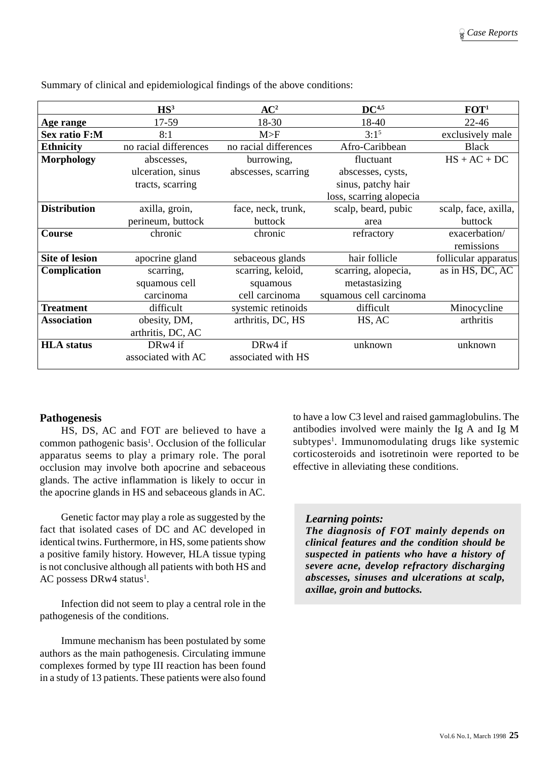Summary of clinical and epidemiological findings of the above conditions:

| | HS[3] | AC[2] | DC[4,5] | FOT[1] |
|---|---|---|---|---|
| **Age range** | 17-59 | 18-30 | 18-40 | 22-46 |
| **Sex ratio F:M** | 8:1 | M>F | 3:1[5] | exclusively male |
| **Ethnicity** | no racial differences | no racial differences | Afro-Caribbean | Black |
| **Morphology** | abscesses, ulceration, sinus tracts, scarring | burrowing, abscesses, scarring | fluctuant abscesses, cysts, sinus, patchy hair loss, scarring alopecia | HS + AC + DC |
| **Distribution** | axilla, groin, perineum, buttock | face, neck, trunk, buttock | scalp, beard, pubic area | scalp, face, axilla, buttock |
| **Course** | chronic | chronic | refractory | exacerbation/ remissions |
| **Site of lesion** | apocrine gland | sebaceous glands | hair follicle | follicular apparatus |
| **Complication** | scarring, squamous cell carcinoma | scarring, keloid, squamous cell carcinoma | scarring, alopecia, metastasizing squamous cell carcinoma | as in HS, DC, AC |
| **Treatment** | difficult | systemic retinoids | difficult | Minocycline |
| **Association** | obesity, DM, arthritis, DC, AC | arthritis, DC, HS | HS, AC | arthritis |
| **HLA status** | DRw4 if associated with AC | DRw4 if associated with HS | unknown | unknown |

## Pathogenesis

HS, DS, AC and FOT are believed to have a common pathogenic basis[1]. Occlusion of the follicular apparatus seems to play a primary role. The poral occlusion may involve both apocrine and sebaceous glands. The active inflammation is likely to occur in the apocrine glands in HS and sebaceous glands in AC.

Genetic factor may play a role as suggested by the fact that isolated cases of DC and AC developed in identical twins. Furthermore, in HS, some patients show a positive family history. However, HLA tissue typing is not conclusive although all patients with both HS and AC possess DRw4 status[1].

Infection did not seem to play a central role in the pathogenesis of the conditions.

Immune mechanism has been postulated by some authors as the main pathogenesis. Circulating immune complexes formed by type III reaction has been found in a study of 13 patients. These patients were also found to have a low C3 level and raised gammaglobulins. The antibodies involved were mainly the Ig A and Ig M subtypes[1]. Immunomodulating drugs like systemic corticosteroids and isotretinoin were reported to be effective in alleviating these conditions.

***Learning points:***
***The diagnosis of FOT mainly depends on clinical features and the condition should be suspected in patients who have a history of severe acne, develop refractory discharging abscesses, sinuses and ulcerations at scalp, axillae, groin and buttocks.***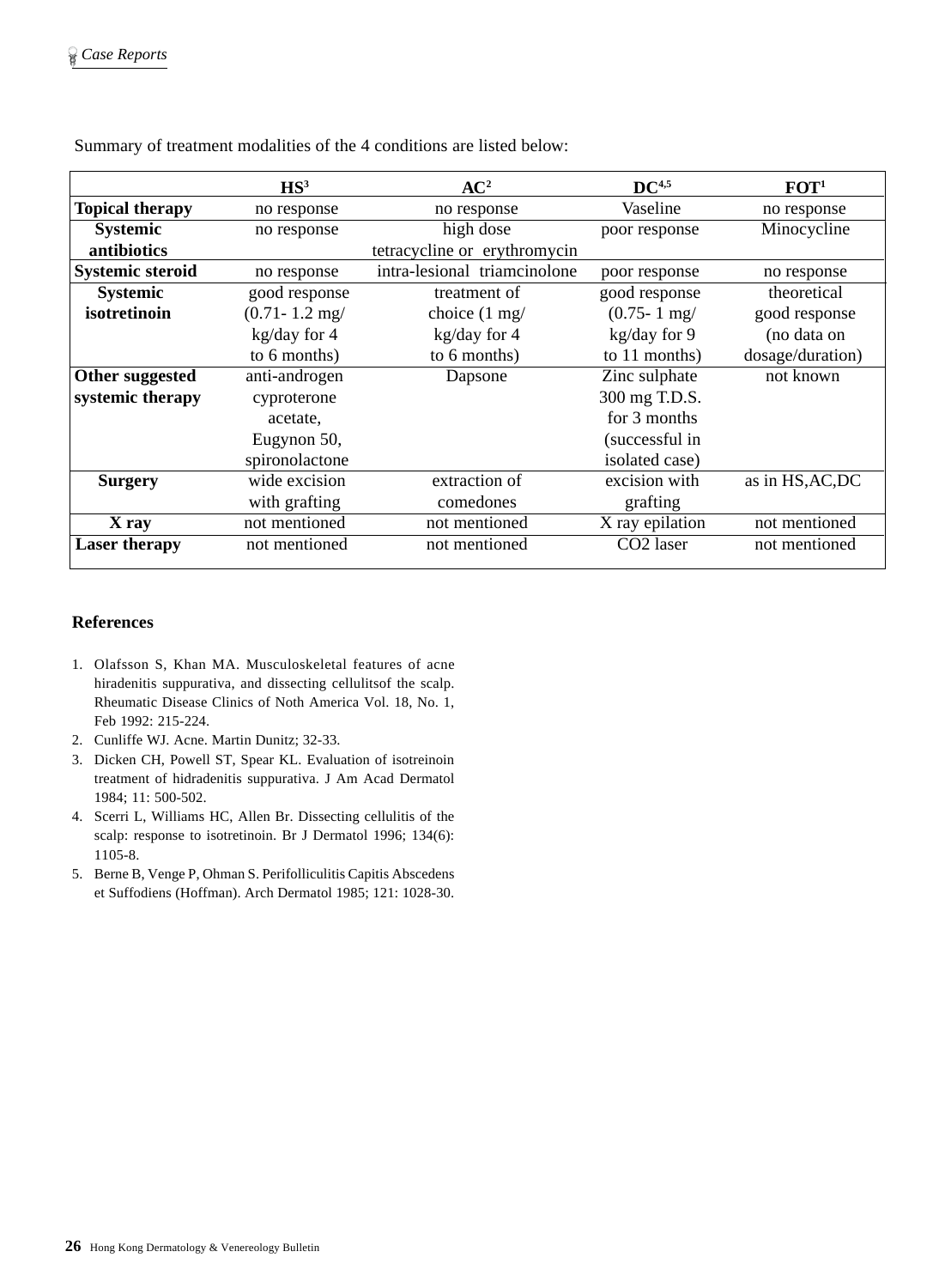Summary of treatment modalities of the 4 conditions are listed below:

| | HS[3] | AC[2] | DC[4,5] | FOT[1] |
|---|---|---|---|---|
| **Topical therapy** | no response | no response | Vaseline | no response |
| **Systemic antibiotics** | no response | high dose tetracycline or erythromycin | poor response | Minocycline |
| **Systemic steroid** | no response | intra-lesional triamcinolone | poor response | no response |
| **Systemic isotretinoin** | good response (0.71- 1.2 mg/ kg/day for 4 to 6 months) | treatment of choice (1 mg/ kg/day for 4 to 6 months) | good response (0.75- 1 mg/ kg/day for 9 to 11 months) | theoretical good response (no data on dosage/duration) |
| **Other suggested systemic therapy** | anti-androgen cyproterone acetate, Eugynon 50, spironolactone | Dapsone | Zinc sulphate 300 mg T.D.S. for 3 months (successful in isolated case) | not known |
| **Surgery** | wide excision with grafting | extraction of comedones | excision with grafting | as in HS,AC,DC |
| **X ray** | not mentioned | not mentioned | X ray epilation | not mentioned |
| **Laser therapy** | not mentioned | not mentioned | $CO_2$ laser | not mentioned |

## References

1. Olafsson S, Khan MA. Musculoskeletal features of acne hiradenitis suppurativa, and dissecting cellulitsof the scalp. Rheumatic Disease Clinics of Noth America Vol. 18, No. 1, Feb 1992: 215-224.
2. Cunliffe WJ. Acne. Martin Dunitz; 32-33.
3. Dicken CH, Powell ST, Spear KL. Evaluation of isotreinoin treatment of hidradenitis suppurativa. J Am Acad Dermatol 1984; 11: 500-502.
4. Scerri L, Williams HC, Allen Br. Dissecting cellulitis of the scalp: response to isotretinoin. Br J Dermatol 1996; 134(6): 1105-8.
5. Berne B, Venge P, Ohman S. Perifolliculitis Capitis Abscedens et Suffodiens (Hoffman). Arch Dermatol 1985; 121: 1028-30.